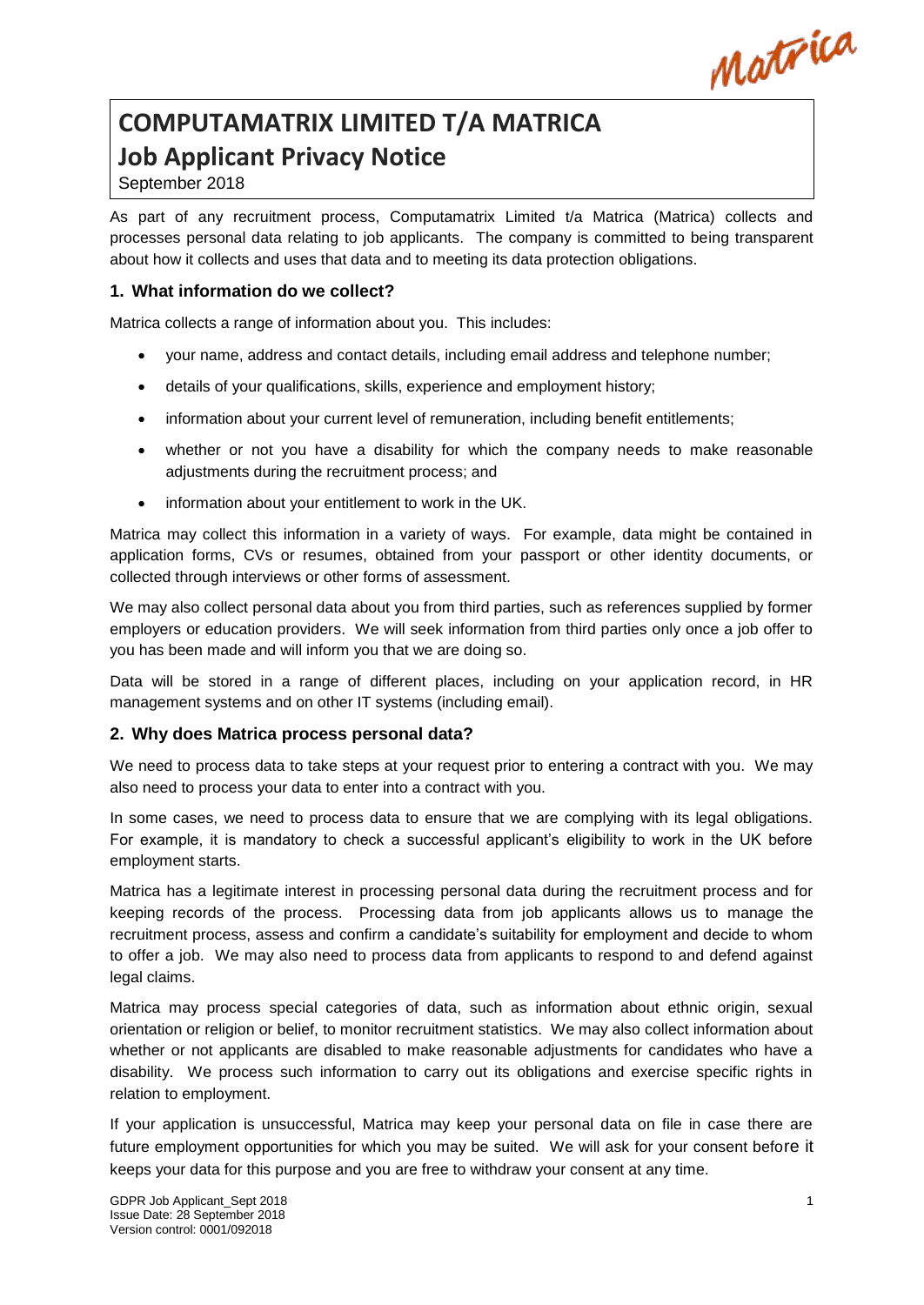# COMPUTAMATRIX LIMITED T/A MATRICA

# Job Applicant Privacy Notice

September 2018

As part of any recruitment process, Computamatrix Limited t/a Matrica (Matrica) collects and processes personal data relating to job applicants. The company is committed to being transparent about how it collects and uses that data and to meeting its data protection obligations.

## 1. What information do we collect?

Matrica collects a range of information about you. This includes:

- your name, address and contact details, including email address and telephone number;
- details of your qualifications, skills, experience and employment history;
- information about your current level of remuneration, including benefit entitlements;
- whether or not you have a disability for which the company needs to make reasonable adjustments during the recruitment process; and
- information about your entitlement to work in the UK.

Matrica may collect this information in a variety of ways. For example, data might be contained in application forms, CVs or resumes, obtained from your passport or other identity documents, or collected through interviews or other forms of assessment.

We may also collect personal data about you from third parties, such as references supplied by former employers or education providers. We will seek information from third parties only once a job offer to you has been made and will inform you that we are doing so.

Data will be stored in a range of different places, including on your application record, in HR management systems and on other IT systems (including email).

## 2. Why does Matrica process personal data?

We need to process data to take steps at your request prior to entering a contract with you. We may also need to process your data to enter into a contract with you.

In some cases, we need to process data to ensure that we are complying with its legal obligations. For example, it is mandatory to check a successful applicant's eligibility to work in the UK before employment starts.

Matrica has a legitimate interest in processing personal data during the recruitment process and for keeping records of the process. Processing data from job applicants allows us to manage the recruitment process, assess and confirm a candidate's suitability for employment and decide to whom to offer a job. We may also need to process data from applicants to respond to and defend against legal claims.

Matrica may process special categories of data, such as information about ethnic origin, sexual orientation or religion or belief, to monitor recruitment statistics. We may also collect information about whether or not applicants are disabled to make reasonable adjustments for candidates who have a disability. We process such information to carry out its obligations and exercise specific rights in relation to employment.

If your application is unsuccessful, Matrica may keep your personal data on file in case there are future employment opportunities for which you may be suited. We will ask for your consent before it keeps your data for this purpose and you are free to withdraw your consent at any time.

GDPR Job Applicant_Sept 2018
Issue Date: 28 September 2018
Version control: 0001/092018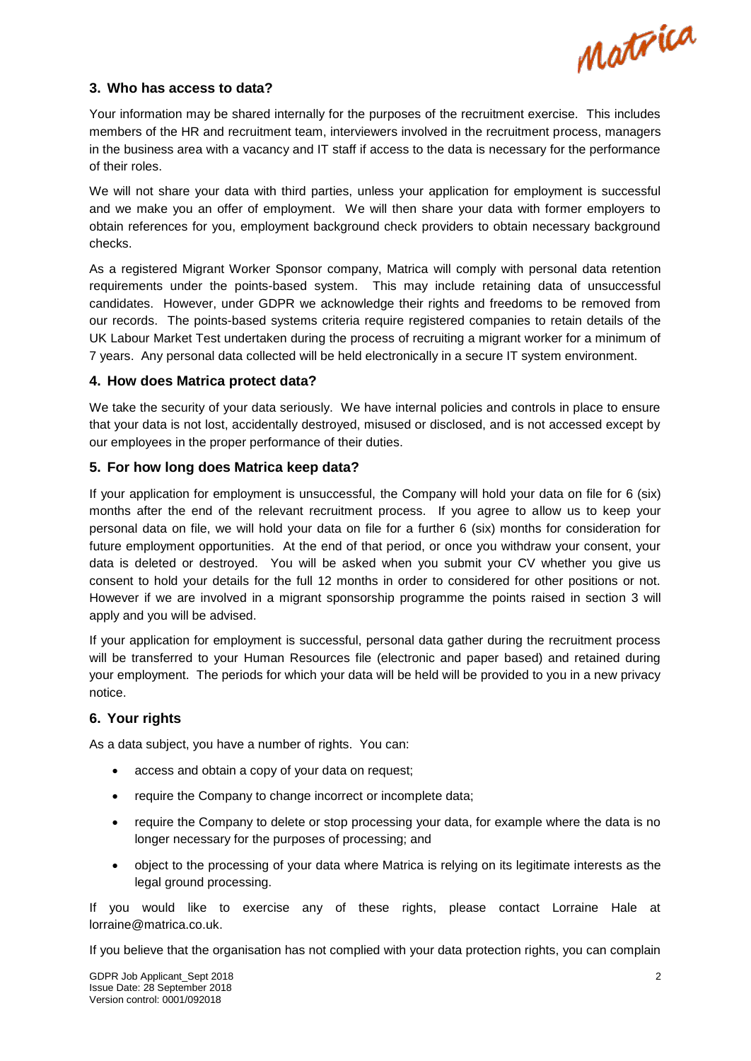## 3. Who has access to data?

Your information may be shared internally for the purposes of the recruitment exercise. This includes members of the HR and recruitment team, interviewers involved in the recruitment process, managers in the business area with a vacancy and IT staff if access to the data is necessary for the performance of their roles.

We will not share your data with third parties, unless your application for employment is successful and we make you an offer of employment. We will then share your data with former employers to obtain references for you, employment background check providers to obtain necessary background checks.

As a registered Migrant Worker Sponsor company, Matrica will comply with personal data retention requirements under the points-based system. This may include retaining data of unsuccessful candidates. However, under GDPR we acknowledge their rights and freedoms to be removed from our records. The points-based systems criteria require registered companies to retain details of the UK Labour Market Test undertaken during the process of recruiting a migrant worker for a minimum of 7 years. Any personal data collected will be held electronically in a secure IT system environment.

## 4. How does Matrica protect data?

We take the security of your data seriously. We have internal policies and controls in place to ensure that your data is not lost, accidentally destroyed, misused or disclosed, and is not accessed except by our employees in the proper performance of their duties.

## 5. For how long does Matrica keep data?

If your application for employment is unsuccessful, the Company will hold your data on file for 6 (six) months after the end of the relevant recruitment process. If you agree to allow us to keep your personal data on file, we will hold your data on file for a further 6 (six) months for consideration for future employment opportunities. At the end of that period, or once you withdraw your consent, your data is deleted or destroyed. You will be asked when you submit your CV whether you give us consent to hold your details for the full 12 months in order to considered for other positions or not. However if we are involved in a migrant sponsorship programme the points raised in section 3 will apply and you will be advised.

If your application for employment is successful, personal data gather during the recruitment process will be transferred to your Human Resources file (electronic and paper based) and retained during your employment. The periods for which your data will be held will be provided to you in a new privacy notice.

## 6. Your rights

As a data subject, you have a number of rights. You can:

- access and obtain a copy of your data on request;
- require the Company to change incorrect or incomplete data;
- require the Company to delete or stop processing your data, for example where the data is no longer necessary for the purposes of processing; and
- object to the processing of your data where Matrica is relying on its legitimate interests as the legal ground processing.

If you would like to exercise any of these rights, please contact Lorraine Hale at lorraine@matrica.co.uk.

If you believe that the organisation has not complied with your data protection rights, you can complain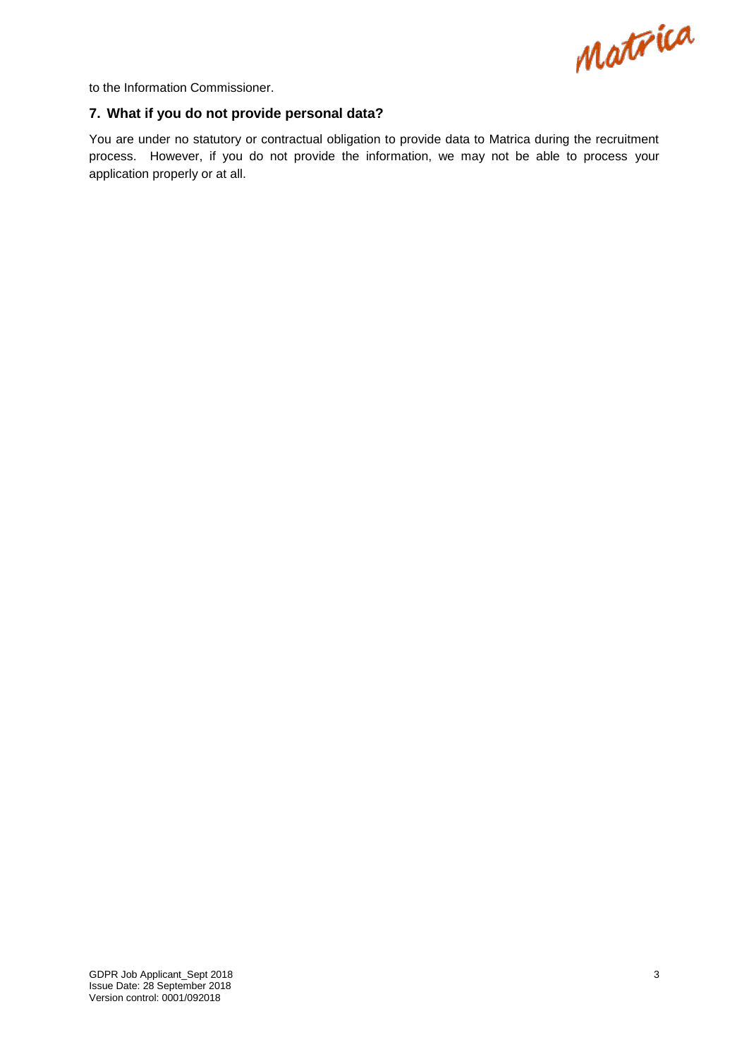to the Information Commissioner.

## 7. What if you do not provide personal data?

You are under no statutory or contractual obligation to provide data to Matrica during the recruitment process. However, if you do not provide the information, we may not be able to process your application properly or at all.